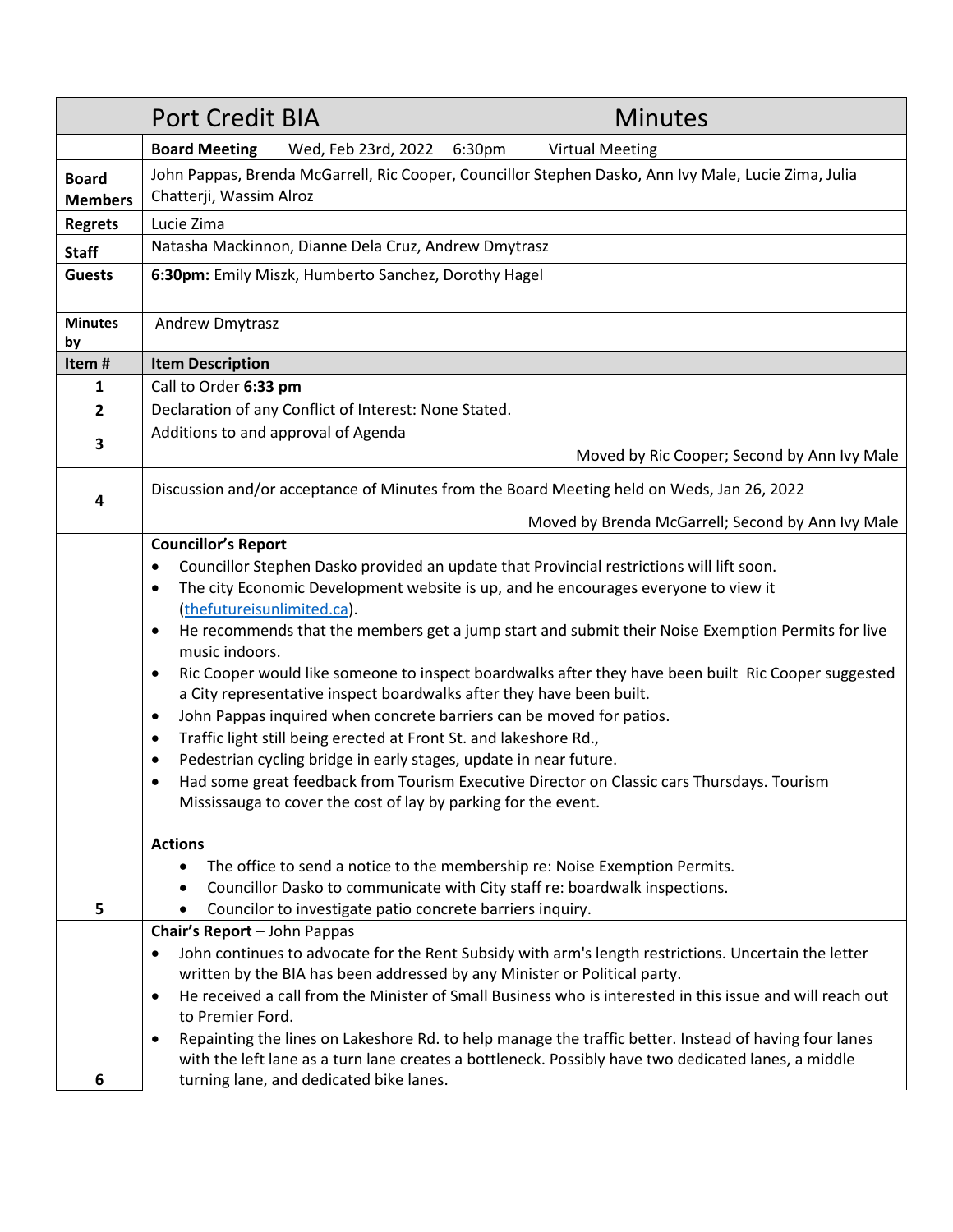| | Port Credit BIA | Minutes |
|---|---|---|
| | **Board Meeting** Wed, Feb 23rd, 2022 6:30pm Virtual Meeting | |
| **Board Members** | John Pappas, Brenda McGarrell, Ric Cooper, Councillor Stephen Dasko, Ann Ivy Male, Lucie Zima, Julia Chatterji, Wassim Alroz | |
| **Regrets** | Lucie Zima | |
| **Staff** | Natasha Mackinnon, Dianne Dela Cruz, Andrew Dmytrasz | |
| **Guests** | **6:30pm:** Emily Miszk, Humberto Sanchez, Dorothy Hagel | |
| **Minutes by** | Andrew Dmytrasz | |
| **Item #** | **Item Description** | |
| **1** | Call to Order **6:33 pm** | |
| **2** | Declaration of any Conflict of Interest: None Stated. | |
| **3** | Additions to and approval of Agenda<br>Moved by Ric Cooper; Second by Ann Ivy Male | |
| **4** | Discussion and/or acceptance of Minutes from the Board Meeting held on Weds, Jan 26, 2022<br>Moved by Brenda McGarrell; Second by Ann Ivy Male | |
| **5** | **Councillor's Report**<br>• Councillor Stephen Dasko provided an update that Provincial restrictions will lift soon.<br>• The city Economic Development website is up, and he encourages everyone to view it (thefutureisunlimited.ca).<br>• He recommends that the members get a jump start and submit their Noise Exemption Permits for live music indoors.<br>• Ric Cooper would like someone to inspect boardwalks after they have been built Ric Cooper suggested a City representative inspect boardwalks after they have been built.<br>• John Pappas inquired when concrete barriers can be moved for patios.<br>• Traffic light still being erected at Front St. and lakeshore Rd.,<br>• Pedestrian cycling bridge in early stages, update in near future.<br>• Had some great feedback from Tourism Executive Director on Classic cars Thursdays. Tourism Mississauga to cover the cost of lay by parking for the event.<br><br>**Actions**<br>• The office to send a notice to the membership re: Noise Exemption Permits.<br>• Councillor Dasko to communicate with City staff re: boardwalk inspections.<br>• Councilor to investigate patio concrete barriers inquiry. | |
| **6** | **Chair's Report** – John Pappas<br>• John continues to advocate for the Rent Subsidy with arm's length restrictions. Uncertain the letter written by the BIA has been addressed by any Minister or Political party.<br>• He received a call from the Minister of Small Business who is interested in this issue and will reach out to Premier Ford.<br>• Repainting the lines on Lakeshore Rd. to help manage the traffic better. Instead of having four lanes with the left lane as a turn lane creates a bottleneck. Possibly have two dedicated lanes, a middle turning lane, and dedicated bike lanes. | |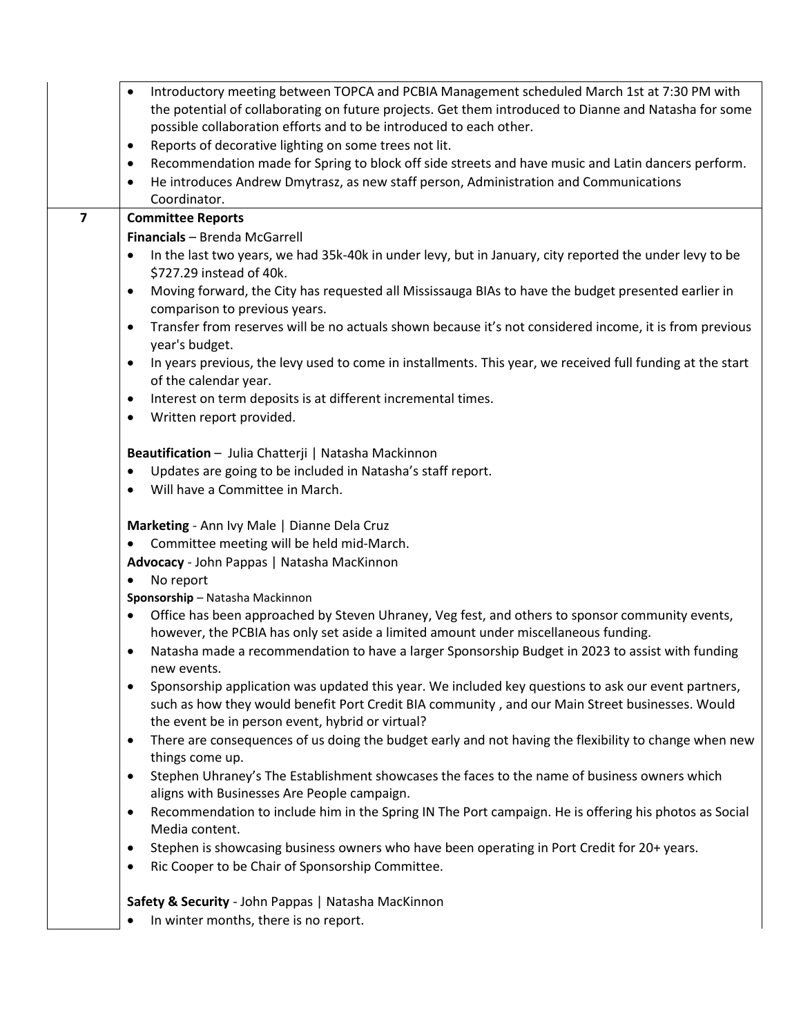| | |
|---|---|
| | • Introductory meeting between TOPCA and PCBIA Management scheduled March 1st at 7:30 PM with the potential of collaborating on future projects. Get them introduced to Dianne and Natasha for some possible collaboration efforts and to be introduced to each other.<br>• Reports of decorative lighting on some trees not lit.<br>• Recommendation made for Spring to block off side streets and have music and Latin dancers perform.<br>• He introduces Andrew Dmytrasz, as new staff person, Administration and Communications Coordinator. |
| **7** | **Committee Reports**<br>**Financials** – Brenda McGarrell<br>• In the last two years, we had 35k-40k in under levy, but in January, city reported the under levy to be $727.29 instead of 40k.<br>• Moving forward, the City has requested all Mississauga BIAs to have the budget presented earlier in comparison to previous years.<br>• Transfer from reserves will be no actuals shown because it's not considered income, it is from previous year's budget.<br>• In years previous, the levy used to come in installments. This year, we received full funding at the start of the calendar year.<br>• Interest on term deposits is at different incremental times.<br>• Written report provided.<br><br>**Beautification** – Julia Chatterji \| Natasha Mackinnon<br>• Updates are going to be included in Natasha's staff report.<br>• Will have a Committee in March.<br><br>**Marketing** - Ann Ivy Male \| Dianne Dela Cruz<br>• Committee meeting will be held mid-March.<br>**Advocacy** - John Pappas \| Natasha MacKinnon<br>• No report<br>**Sponsorship** – Natasha Mackinnon<br>• Office has been approached by Steven Uhraney, Veg fest, and others to sponsor community events, however, the PCBIA has only set aside a limited amount under miscellaneous funding.<br>• Natasha made a recommendation to have a larger Sponsorship Budget in 2023 to assist with funding new events.<br>• Sponsorship application was updated this year. We included key questions to ask our event partners, such as how they would benefit Port Credit BIA community , and our Main Street businesses. Would the event be in person event, hybrid or virtual?<br>• There are consequences of us doing the budget early and not having the flexibility to change when new things come up.<br>• Stephen Uhraney's The Establishment showcases the faces to the name of business owners which aligns with Businesses Are People campaign.<br>• Recommendation to include him in the Spring IN The Port campaign. He is offering his photos as Social Media content.<br>• Stephen is showcasing business owners who have been operating in Port Credit for 20+ years.<br>• Ric Cooper to be Chair of Sponsorship Committee.<br><br>**Safety & Security** - John Pappas \| Natasha MacKinnon<br>• In winter months, there is no report. |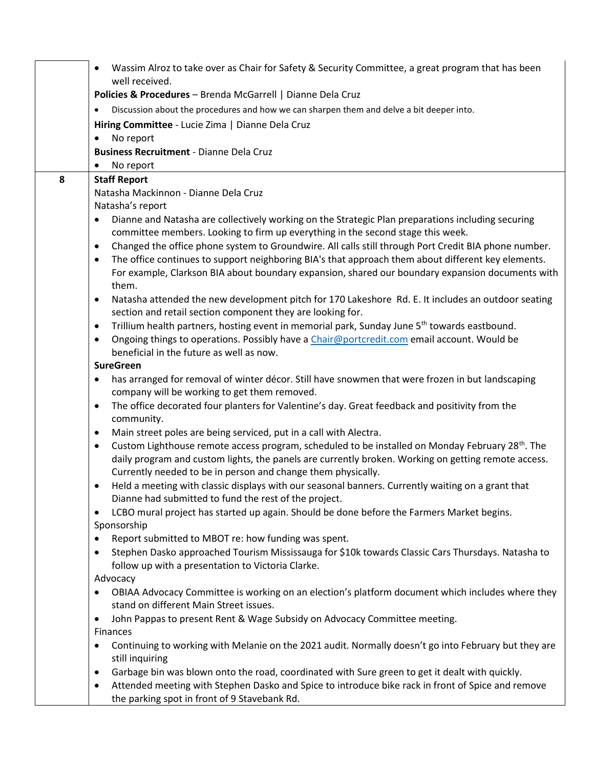| | |
|---|---|
| | • Wassim Alroz to take over as Chair for Safety & Security Committee, a great program that has been well received.<br>**Policies & Procedures** – Brenda McGarrell \| Dianne Dela Cruz<br>• Discussion about the procedures and how we can sharpen them and delve a bit deeper into.<br>**Hiring Committee** - Lucie Zima \| Dianne Dela Cruz<br>• No report<br>**Business Recruitment** - Dianne Dela Cruz<br>• No report |
| 8 | **Staff Report**<br>Natasha Mackinnon - Dianne Dela Cruz<br>Natasha's report<br>• Dianne and Natasha are collectively working on the Strategic Plan preparations including securing committee members. Looking to firm up everything in the second stage this week.<br>• Changed the office phone system to Groundwire. All calls still through Port Credit BIA phone number.<br>• The office continues to support neighboring BIA's that approach them about different key elements. For example, Clarkson BIA about boundary expansion, shared our boundary expansion documents with them.<br>• Natasha attended the new development pitch for 170 Lakeshore Rd. E. It includes an outdoor seating section and retail section component they are looking for.<br>• Trillium health partners, hosting event in memorial park, Sunday June 5th towards eastbound.<br>• Ongoing things to operations. Possibly have a Chair@portcredit.com email account. Would be beneficial in the future as well as now.<br>**SureGreen**<br>• has arranged for removal of winter décor. Still have snowmen that were frozen in but landscaping company will be working to get them removed.<br>• The office decorated four planters for Valentine's day. Great feedback and positivity from the community.<br>• Main street poles are being serviced, put in a call with Alectra.<br>• Custom Lighthouse remote access program, scheduled to be installed on Monday February 28th. The daily program and custom lights, the panels are currently broken. Working on getting remote access. Currently needed to be in person and change them physically.<br>• Held a meeting with classic displays with our seasonal banners. Currently waiting on a grant that Dianne had submitted to fund the rest of the project.<br>• LCBO mural project has started up again. Should be done before the Farmers Market begins.<br>Sponsorship<br>• Report submitted to MBOT re: how funding was spent.<br>• Stephen Dasko approached Tourism Mississauga for $10k towards Classic Cars Thursdays. Natasha to follow up with a presentation to Victoria Clarke.<br>Advocacy<br>• OBIAA Advocacy Committee is working on an election's platform document which includes where they stand on different Main Street issues.<br>• John Pappas to present Rent & Wage Subsidy on Advocacy Committee meeting.<br>Finances<br>• Continuing to working with Melanie on the 2021 audit. Normally doesn't go into February but they are still inquiring<br>• Garbage bin was blown onto the road, coordinated with Sure green to get it dealt with quickly.<br>• Attended meeting with Stephen Dasko and Spice to introduce bike rack in front of Spice and remove the parking spot in front of 9 Stavebank Rd. |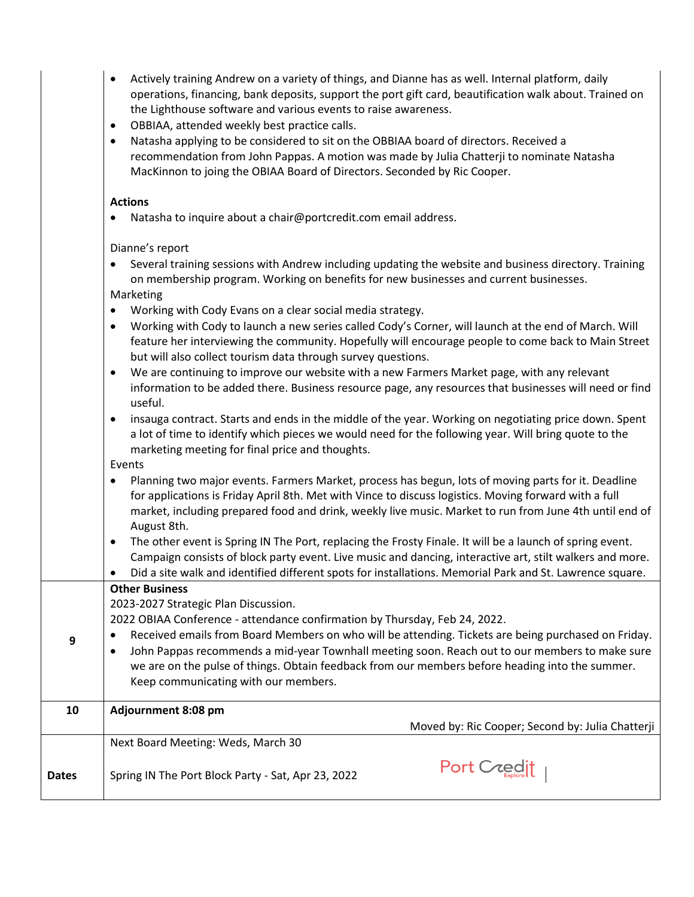| | |
|---|---|
| | • Actively training Andrew on a variety of things, and Dianne has as well. Internal platform, daily operations, financing, bank deposits, support the port gift card, beautification walk about. Trained on the Lighthouse software and various events to raise awareness.<br>• OBBIAA, attended weekly best practice calls.<br>• Natasha applying to be considered to sit on the OBBIAA board of directors. Received a recommendation from John Pappas. A motion was made by Julia Chatterji to nominate Natasha MacKinnon to joing the OBIAA Board of Directors. Seconded by Ric Cooper.<br><br>**Actions**<br>• Natasha to inquire about a chair@portcredit.com email address.<br><br>Dianne's report<br>• Several training sessions with Andrew including updating the website and business directory. Training on membership program. Working on benefits for new businesses and current businesses.<br>Marketing<br>• Working with Cody Evans on a clear social media strategy.<br>• Working with Cody to launch a new series called Cody's Corner, will launch at the end of March. Will feature her interviewing the community. Hopefully will encourage people to come back to Main Street but will also collect tourism data through survey questions.<br>• We are continuing to improve our website with a new Farmers Market page, with any relevant information to be added there. Business resource page, any resources that businesses will need or find useful.<br>• insauga contract. Starts and ends in the middle of the year. Working on negotiating price down. Spent a lot of time to identify which pieces we would need for the following year. Will bring quote to the marketing meeting for final price and thoughts.<br>Events<br>• Planning two major events. Farmers Market, process has begun, lots of moving parts for it. Deadline for applications is Friday April 8th. Met with Vince to discuss logistics. Moving forward with a full market, including prepared food and drink, weekly live music. Market to run from June 4th until end of August 8th.<br>• The other event is Spring IN The Port, replacing the Frosty Finale. It will be a launch of spring event. Campaign consists of block party event. Live music and dancing, interactive art, stilt walkers and more.<br>• Did a site walk and identified different spots for installations. Memorial Park and St. Lawrence square. |
| 9 | **Other Business**<br>2023-2027 Strategic Plan Discussion.<br>2022 OBIAA Conference - attendance confirmation by Thursday, Feb 24, 2022.<br>• Received emails from Board Members on who will be attending. Tickets are being purchased on Friday.<br>• John Pappas recommends a mid-year Townhall meeting soon. Reach out to our members to make sure we are on the pulse of things. Obtain feedback from our members before heading into the summer. Keep communicating with our members. |
| **10** | **Adjournment 8:08 pm**<br>Moved by: Ric Cooper; Second by: Julia Chatterji |
| **Dates** | Next Board Meeting: Weds, March 30<br><br>Spring IN The Port Block Party - Sat, Apr 23, 2022 |